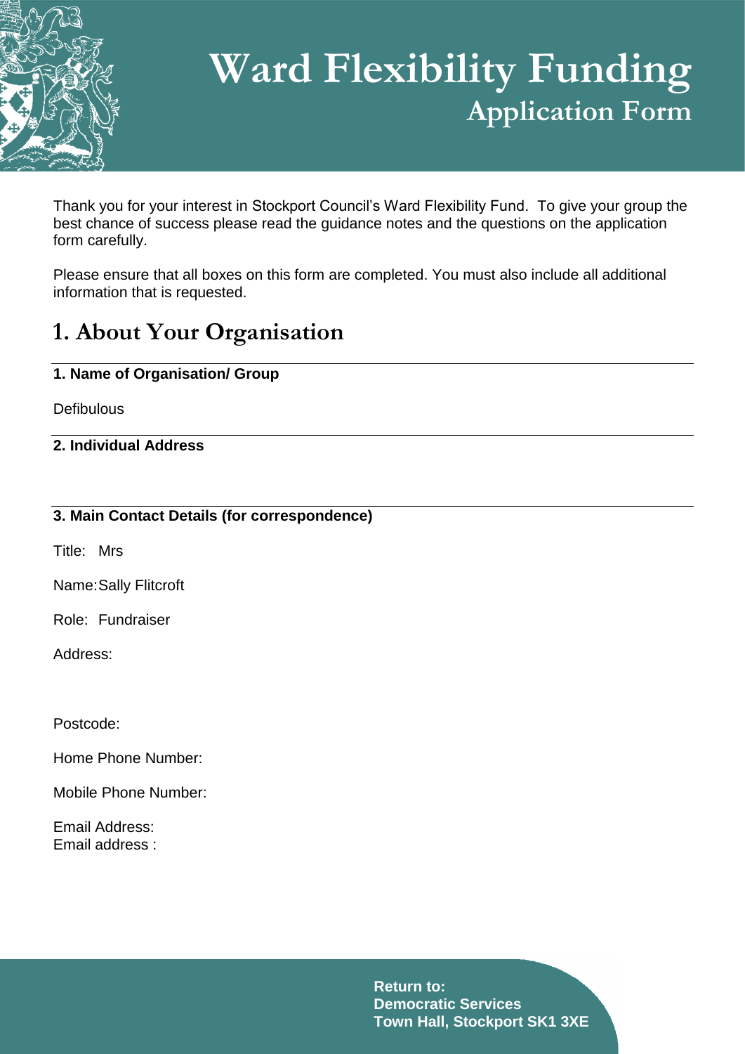// Ward Flexibility Funding

# Ward Flexibility Funding

## Application Form

Thank you for your interest in Stockport Council's Ward Flexibility Fund. To give your group the best chance of success please read the guidance notes and the questions on the application form carefully.

Please ensure that all boxes on this form are completed. You must also include all additional information that is requested.

## 1. About Your Organisation

**1. Name of Organisation/ Group**

Defibulous

**2. Individual Address**

**3. Main Contact Details (for correspondence)**

Title: Mrs

Name: Sally Flitcroft

Role: Fundraiser

Address:

Postcode:

Home Phone Number:

Mobile Phone Number:

Email Address:
Email address :

**Return to:**
**Democratic Services**
**Town Hall, Stockport SK1 3XE**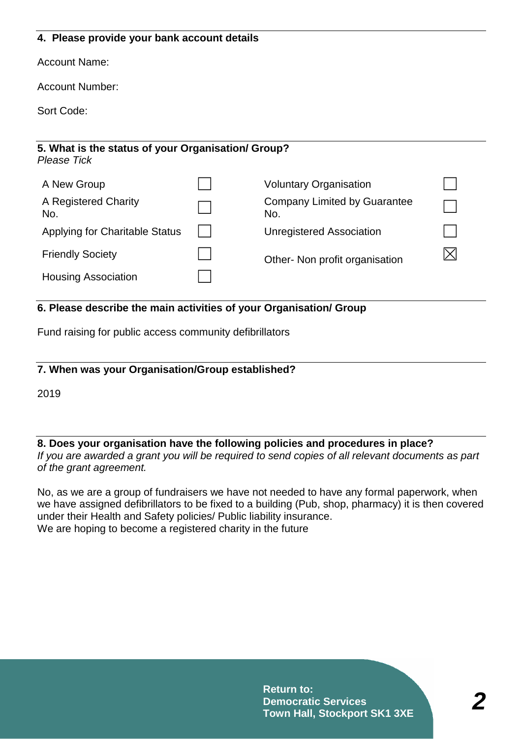**4. Please provide your bank account details**

Account Name:

Account Number:

Sort Code:

**5. What is the status of your Organisation/ Group?**
*Please Tick*

| | | | |
|---|---|---|---|
| A New Group | ☐ | Voluntary Organisation | ☐ |
| A Registered Charity No. | ☐ | Company Limited by Guarantee No. | ☐ |
| Applying for Charitable Status | ☐ | Unregistered Association | ☐ |
| Friendly Society | ☐ | Other- Non profit organisation | ☒ |
| Housing Association | ☐ | | |

**6. Please describe the main activities of your Organisation/ Group**

Fund raising for public access community defibrillators

**7. When was your Organisation/Group established?**

2019

**8. Does your organisation have the following policies and procedures in place?**
*If you are awarded a grant you will be required to send copies of all relevant documents as part of the grant agreement.*

No, as we are a group of fundraisers we have not needed to have any formal paperwork, when we have assigned defibrillators to be fixed to a building (Pub, shop, pharmacy) it is then covered under their Health and Safety policies/ Public liability insurance.
We are hoping to become a registered charity in the future

**Return to:**
**Democratic Services**
**Town Hall, Stockport SK1 3XE**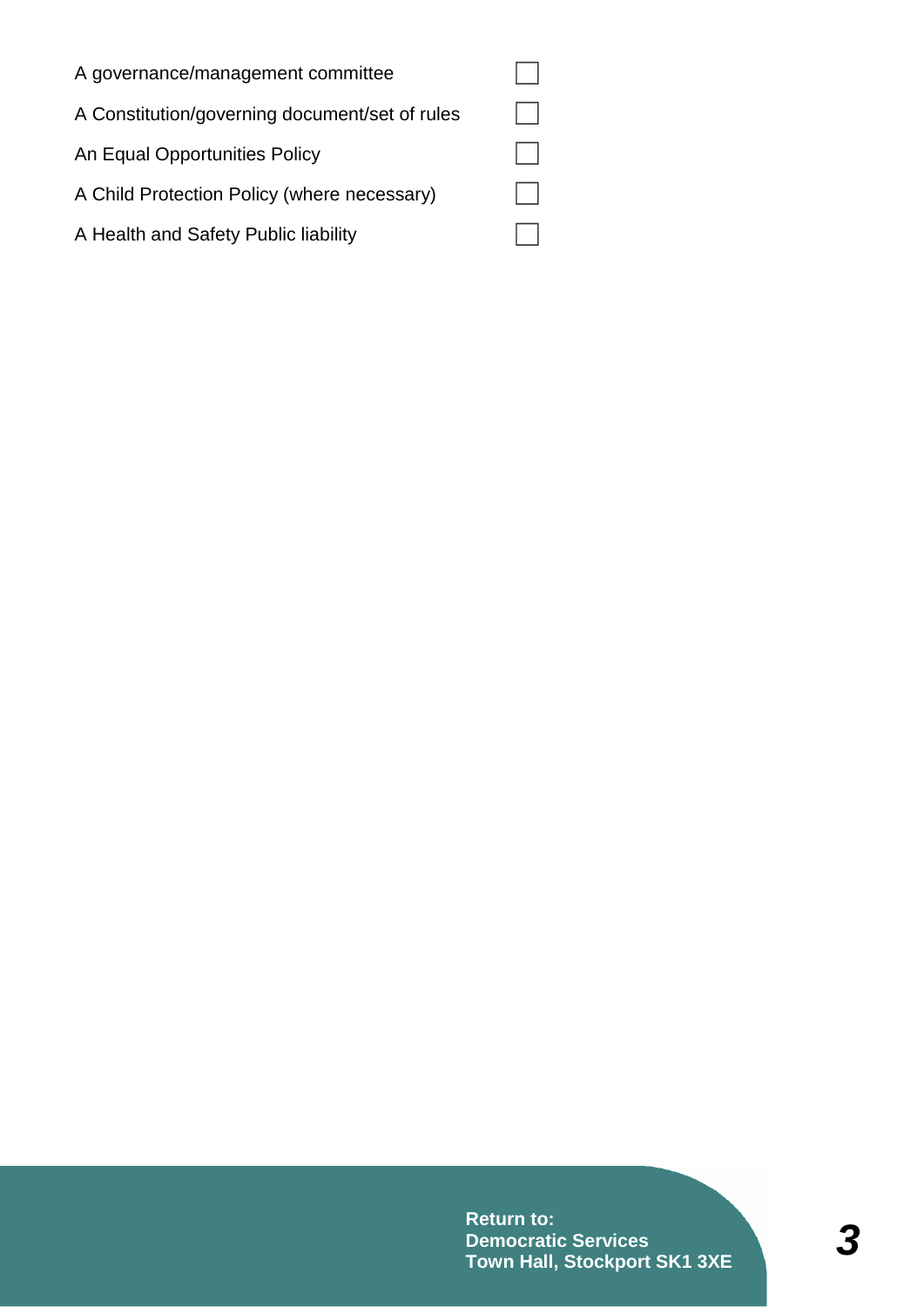| | |
|---|---|
| A governance/management committee | ☐ |
| A Constitution/governing document/set of rules | ☐ |
| An Equal Opportunities Policy | ☐ |
| A Child Protection Policy (where necessary) | ☐ |
| A Health and Safety Public liability | ☐ |

**Return to:**
**Democratic Services**
**Town Hall, Stockport SK1 3XE**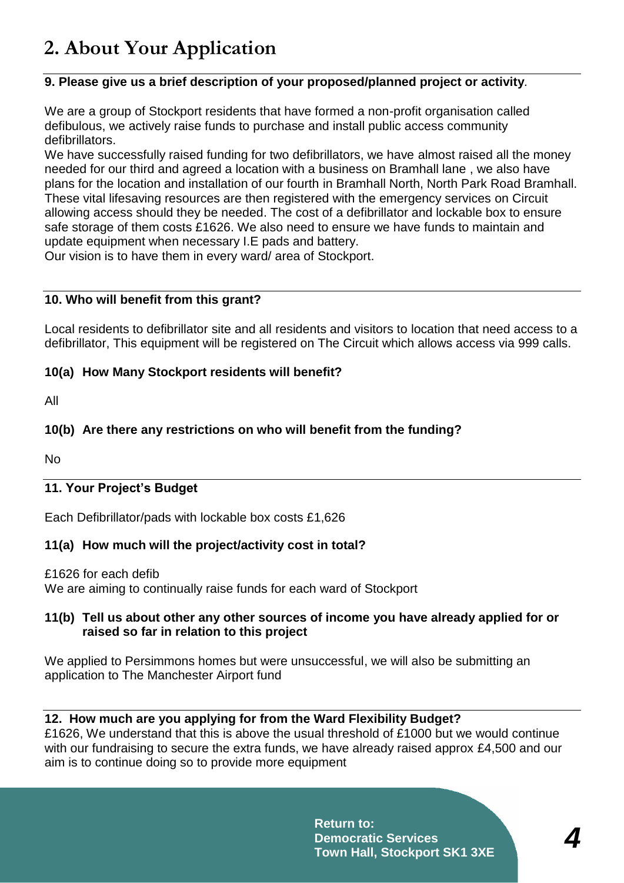## 2. About Your Application

**9. Please give us a brief description of your proposed/planned project or activity**.

We are a group of Stockport residents that have formed a non-profit organisation called defibulous, we actively raise funds to purchase and install public access community defibrillators.
We have successfully raised funding for two defibrillators, we have almost raised all the money needed for our third and agreed a location with a business on Bramhall lane , we also have plans for the location and installation of our fourth in Bramhall North, North Park Road Bramhall. These vital lifesaving resources are then registered with the emergency services on Circuit allowing access should they be needed. The cost of a defibrillator and lockable box to ensure safe storage of them costs £1626. We also need to ensure we have funds to maintain and update equipment when necessary I.E pads and battery.
Our vision is to have them in every ward/ area of Stockport.

**10. Who will benefit from this grant?**

Local residents to defibrillator site and all residents and visitors to location that need access to a defibrillator, This equipment will be registered on The Circuit which allows access via 999 calls.

**10(a) How Many Stockport residents will benefit?**

All

**10(b) Are there any restrictions on who will benefit from the funding?**

No

**11. Your Project's Budget**

Each Defibrillator/pads with lockable box costs £1,626

**11(a) How much will the project/activity cost in total?**

£1626 for each defib
We are aiming to continually raise funds for each ward of Stockport

**11(b) Tell us about other any other sources of income you have already applied for or raised so far in relation to this project**

We applied to Persimmons homes but were unsuccessful, we will also be submitting an application to The Manchester Airport fund

**12. How much are you applying for from the Ward Flexibility Budget?**
£1626, We understand that this is above the usual threshold of £1000 but we would continue with our fundraising to secure the extra funds, we have already raised approx £4,500 and our aim is to continue doing so to provide more equipment

**Return to:**
**Democratic Services**
**Town Hall, Stockport SK1 3XE**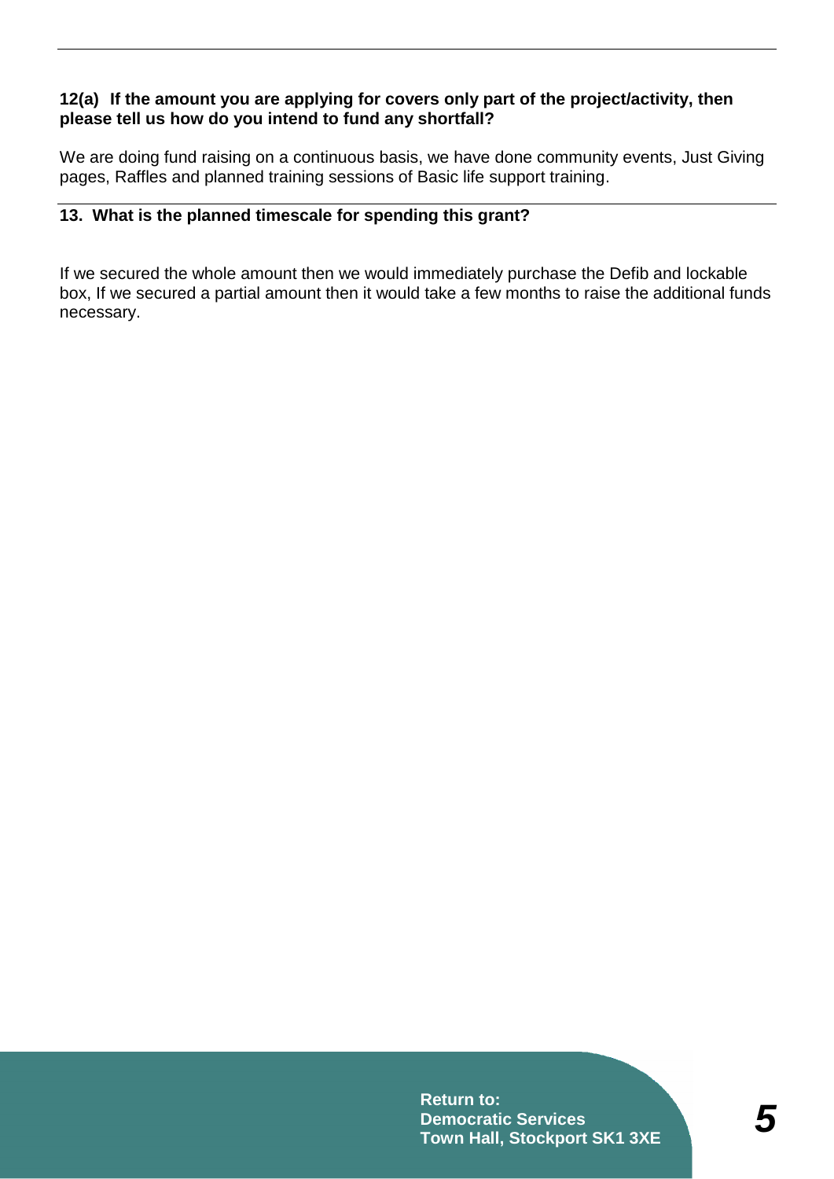**12(a) If the amount you are applying for covers only part of the project/activity, then please tell us how do you intend to fund any shortfall?**

We are doing fund raising on a continuous basis, we have done community events, Just Giving pages, Raffles and planned training sessions of Basic life support training.

**13. What is the planned timescale for spending this grant?**

If we secured the whole amount then we would immediately purchase the Defib and lockable box, If we secured a partial amount then it would take a few months to raise the additional funds necessary.

**Return to:**
**Democratic Services**
**Town Hall, Stockport SK1 3XE**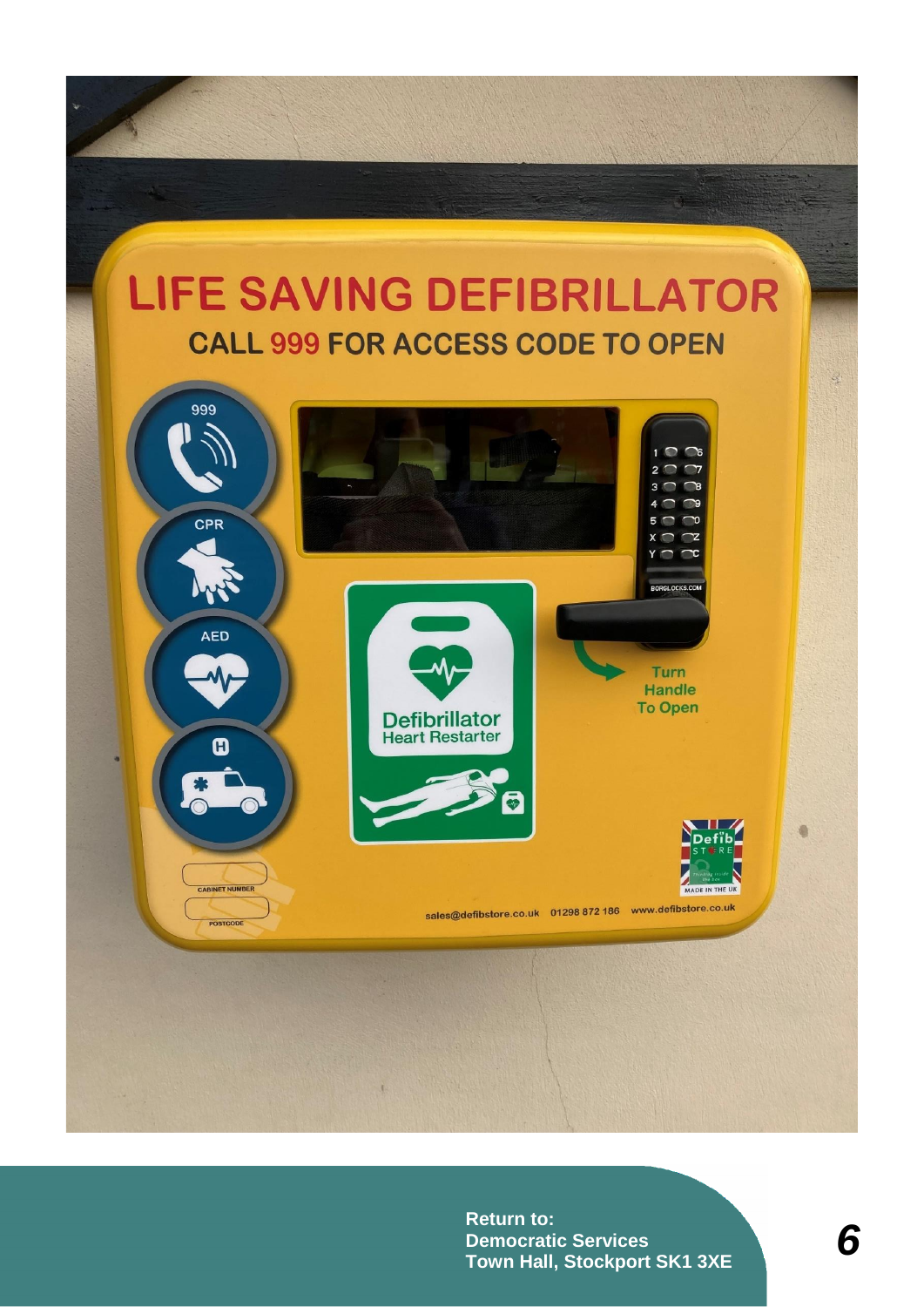Return to:
Democratic Services
Town Hall, Stockport SK1 3XE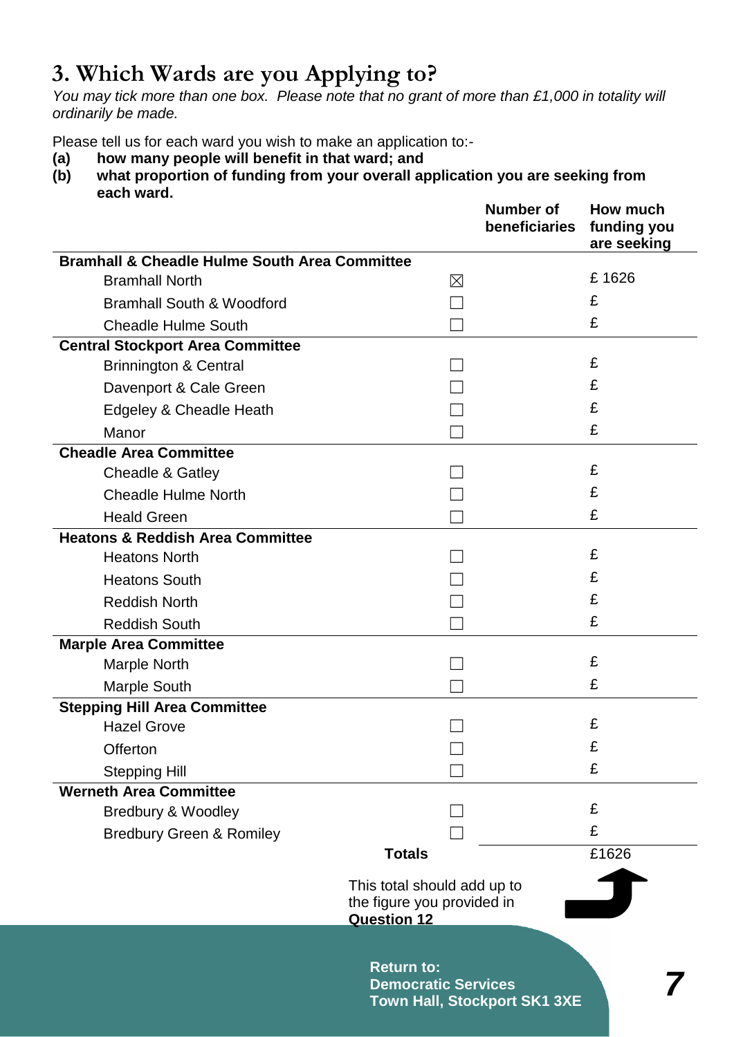# 3. Which Wards are you Applying to?

*You may tick more than one box. Please note that no grant of more than £1,000 in totality will ordinarily be made.*

Please tell us for each ward you wish to make an application to:-

**(a) how many people will benefit in that ward; and**

**(b) what proportion of funding from your overall application you are seeking from each ward.**

| | | Number of beneficiaries | How much funding you are seeking |
|---|---|---|---|
| **Bramhall & Cheadle Hulme South Area Committee** | | | |
| Bramhall North | ☒ | | £ 1626 |
| Bramhall South & Woodford | ☐ | | £ |
| Cheadle Hulme South | ☐ | | £ |
| **Central Stockport Area Committee** | | | |
| Brinnington & Central | ☐ | | £ |
| Davenport & Cale Green | ☐ | | £ |
| Edgeley & Cheadle Heath | ☐ | | £ |
| Manor | ☐ | | £ |
| **Cheadle Area Committee** | | | |
| Cheadle & Gatley | ☐ | | £ |
| Cheadle Hulme North | ☐ | | £ |
| Heald Green | ☐ | | £ |
| **Heatons & Reddish Area Committee** | | | |
| Heatons North | ☐ | | £ |
| Heatons South | ☐ | | £ |
| Reddish North | ☐ | | £ |
| Reddish South | ☐ | | £ |
| **Marple Area Committee** | | | |
| Marple North | ☐ | | £ |
| Marple South | ☐ | | £ |
| **Stepping Hill Area Committee** | | | |
| Hazel Grove | ☐ | | £ |
| Offerton | ☐ | | £ |
| Stepping Hill | ☐ | | £ |
| **Werneth Area Committee** | | | |
| Bredbury & Woodley | ☐ | | £ |
| Bredbury Green & Romiley | ☐ | | £ |
| | **Totals** | | £1626 |

This total should add up to the figure you provided in **Question 12**

**Return to:**
**Democratic Services**
**Town Hall, Stockport SK1 3XE**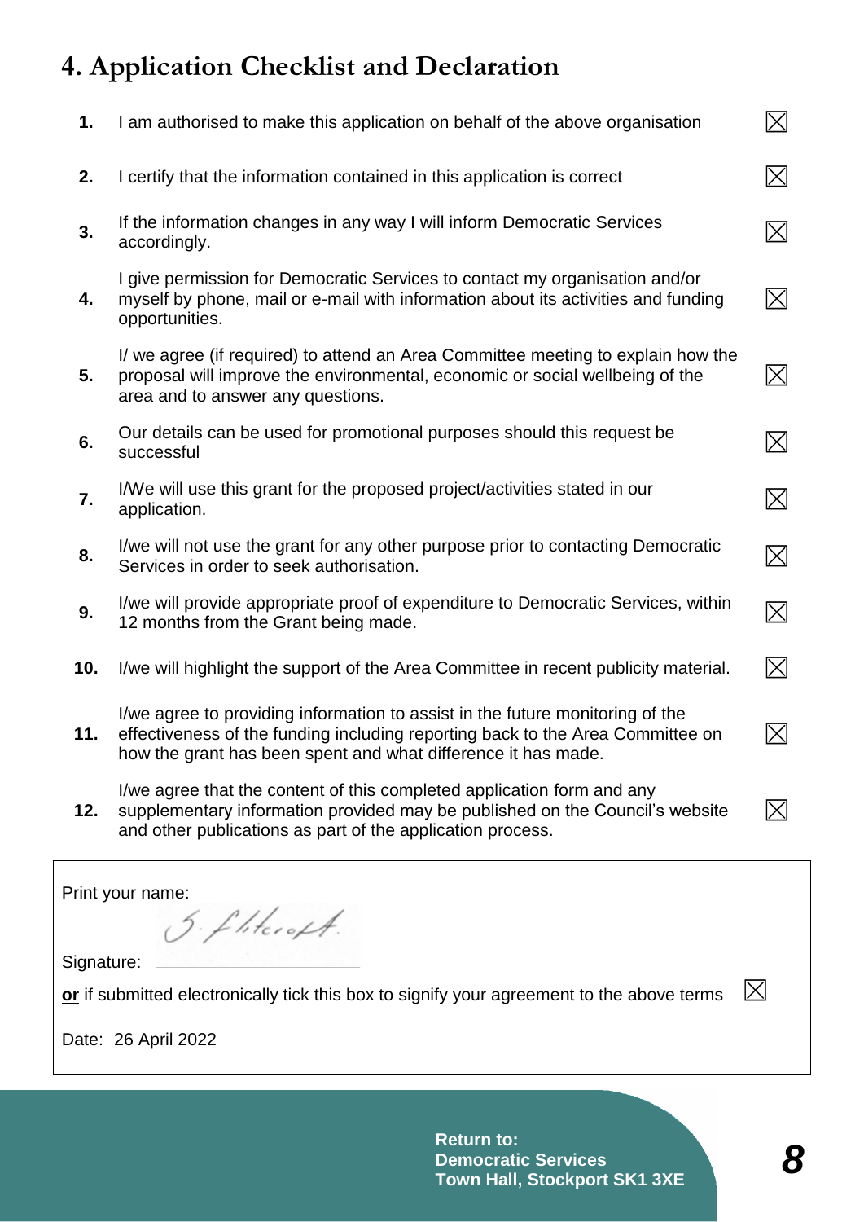# 4. Application Checklist and Declaration

| | | |
|---|---|---|
| **1.** | I am authorised to make this application on behalf of the above organisation | ☒ |
| **2.** | I certify that the information contained in this application is correct | ☒ |
| **3.** | If the information changes in any way I will inform Democratic Services accordingly. | ☒ |
| **4.** | I give permission for Democratic Services to contact my organisation and/or myself by phone, mail or e-mail with information about its activities and funding opportunities. | ☒ |
| **5.** | I/ we agree (if required) to attend an Area Committee meeting to explain how the proposal will improve the environmental, economic or social wellbeing of the area and to answer any questions. | ☒ |
| **6.** | Our details can be used for promotional purposes should this request be successful | ☒ |
| **7.** | I/We will use this grant for the proposed project/activities stated in our application. | ☒ |
| **8.** | I/we will not use the grant for any other purpose prior to contacting Democratic Services in order to seek authorisation. | ☒ |
| **9.** | I/we will provide appropriate proof of expenditure to Democratic Services, within 12 months from the Grant being made. | ☒ |
| **10.** | I/we will highlight the support of the Area Committee in recent publicity material. | ☒ |
| **11.** | I/we agree to providing information to assist in the future monitoring of the effectiveness of the funding including reporting back to the Area Committee on how the grant has been spent and what difference it has made. | ☒ |
| **12.** | I/we agree that the content of this completed application form and any supplementary information provided may be published on the Council's website and other publications as part of the application process. | ☒ |

Print your name:

Signature: S. Flitcroft.

**or** if submitted electronically tick this box to signify your agreement to the above terms ☒

Date: 26 April 2022

**Return to:**
**Democratic Services**
**Town Hall, Stockport SK1 3XE**